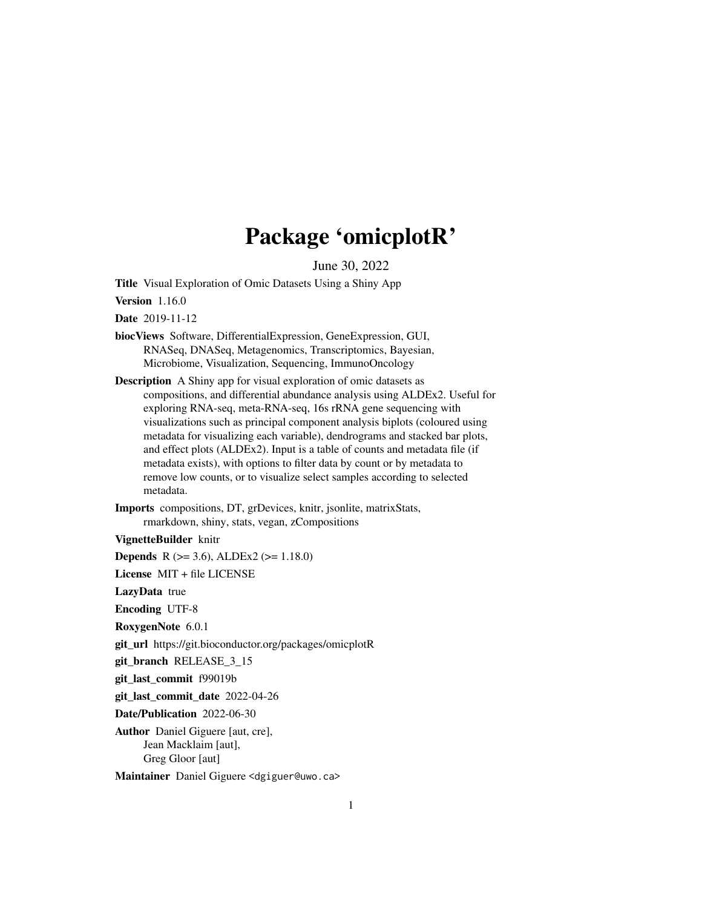# Package 'omicplotR'

June 30, 2022

**Title** Visual Exploration of Omic Datasets Using a Shiny App

**Version** 1.16.0

**Date** 2019-11-12

**biocViews** Software, DifferentialExpression, GeneExpression, GUI, RNASeq, DNASeq, Metagenomics, Transcriptomics, Bayesian, Microbiome, Visualization, Sequencing, ImmunoOncology

**Description** A Shiny app for visual exploration of omic datasets as compositions, and differential abundance analysis using ALDEx2. Useful for exploring RNA-seq, meta-RNA-seq, 16s rRNA gene sequencing with visualizations such as principal component analysis biplots (coloured using metadata for visualizing each variable), dendrograms and stacked bar plots, and effect plots (ALDEx2). Input is a table of counts and metadata file (if metadata exists), with options to filter data by count or by metadata to remove low counts, or to visualize select samples according to selected metadata.

**Imports** compositions, DT, grDevices, knitr, jsonlite, matrixStats, rmarkdown, shiny, stats, vegan, zCompositions

**VignetteBuilder** knitr

**Depends** R (>= 3.6), ALDEx2 (>= 1.18.0)

**License** MIT + file LICENSE

**LazyData** true

**Encoding** UTF-8

**RoxygenNote** 6.0.1

**git_url** https://git.bioconductor.org/packages/omicplotR

**git_branch** RELEASE_3_15

**git_last_commit** f99019b

**git_last_commit_date** 2022-04-26

**Date/Publication** 2022-06-30

**Author** Daniel Giguere [aut, cre],
Jean Macklaim [aut],
Greg Gloor [aut]

**Maintainer** Daniel Giguere <dgiguer@uwo.ca>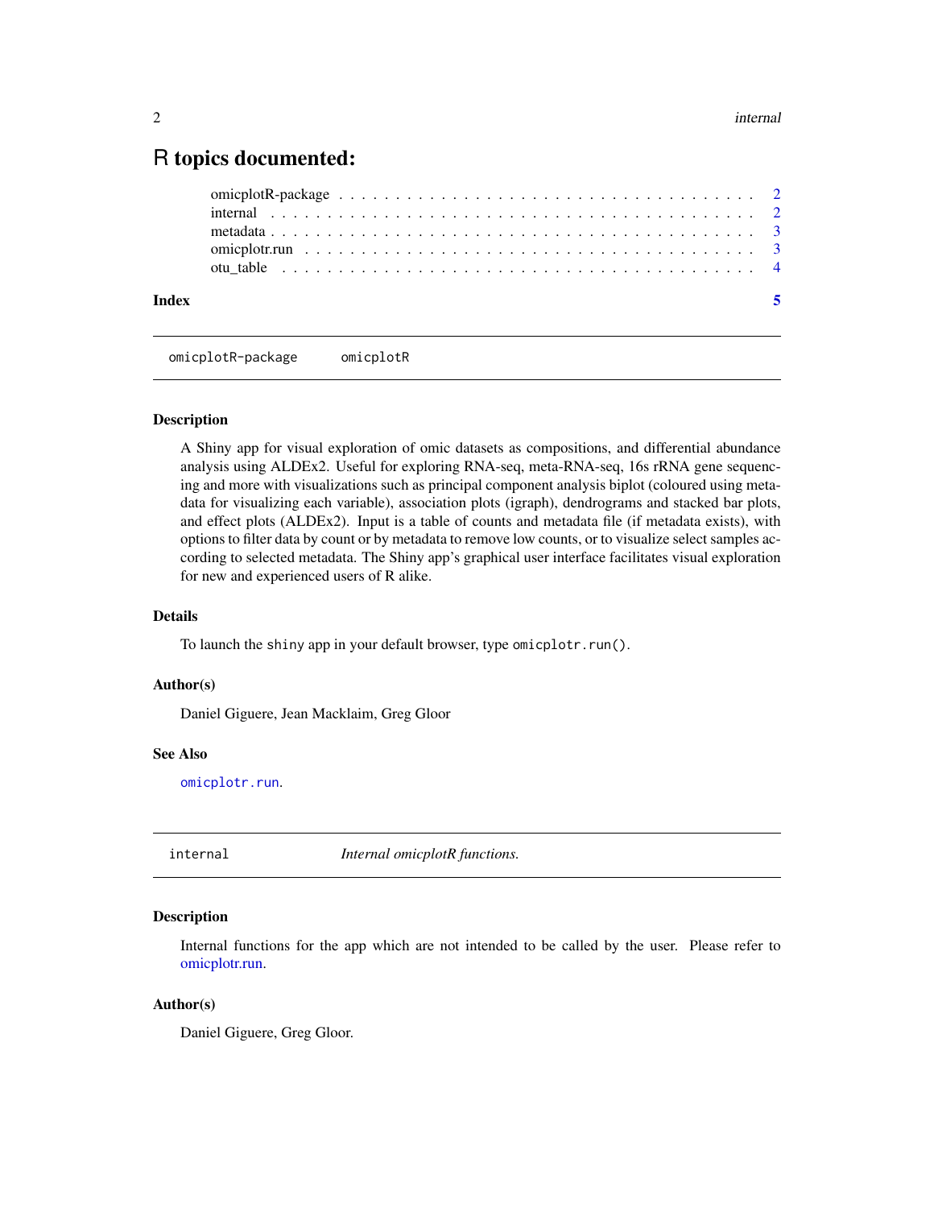# R topics documented:

omicplotR-package . . . . . . . . . . . . . . . . . . . . . . . . . . . . . . . . . . . 2
internal . . . . . . . . . . . . . . . . . . . . . . . . . . . . . . . . . . . . . . . . . 2
metadata . . . . . . . . . . . . . . . . . . . . . . . . . . . . . . . . . . . . . . . . . 3
omicplotr.run . . . . . . . . . . . . . . . . . . . . . . . . . . . . . . . . . . . . . . 3
otu_table . . . . . . . . . . . . . . . . . . . . . . . . . . . . . . . . . . . . . . . . 4

**Index** **5**

---

## `omicplotR-package` `omicplotR`

### Description

A Shiny app for visual exploration of omic datasets as compositions, and differential abundance analysis using ALDEx2. Useful for exploring RNA-seq, meta-RNA-seq, 16s rRNA gene sequencing and more with visualizations such as principal component analysis biplot (coloured using metadata for visualizing each variable), association plots (igraph), dendrograms and stacked bar plots, and effect plots (ALDEx2). Input is a table of counts and metadata file (if metadata exists), with options to filter data by count or by metadata to remove low counts, or to visualize select samples according to selected metadata. The Shiny app's graphical user interface facilitates visual exploration for new and experienced users of R alike.

### Details

To launch the `shiny` app in your default browser, type `omicplotr.run()`.

### Author(s)

Daniel Giguere, Jean Macklaim, Greg Gloor

### See Also

`omicplotr.run`.

---

## `internal` *Internal omicplotR functions.*

### Description

Internal functions for the app which are not intended to be called by the user. Please refer to omicplotr.run.

### Author(s)

Daniel Giguere, Greg Gloor.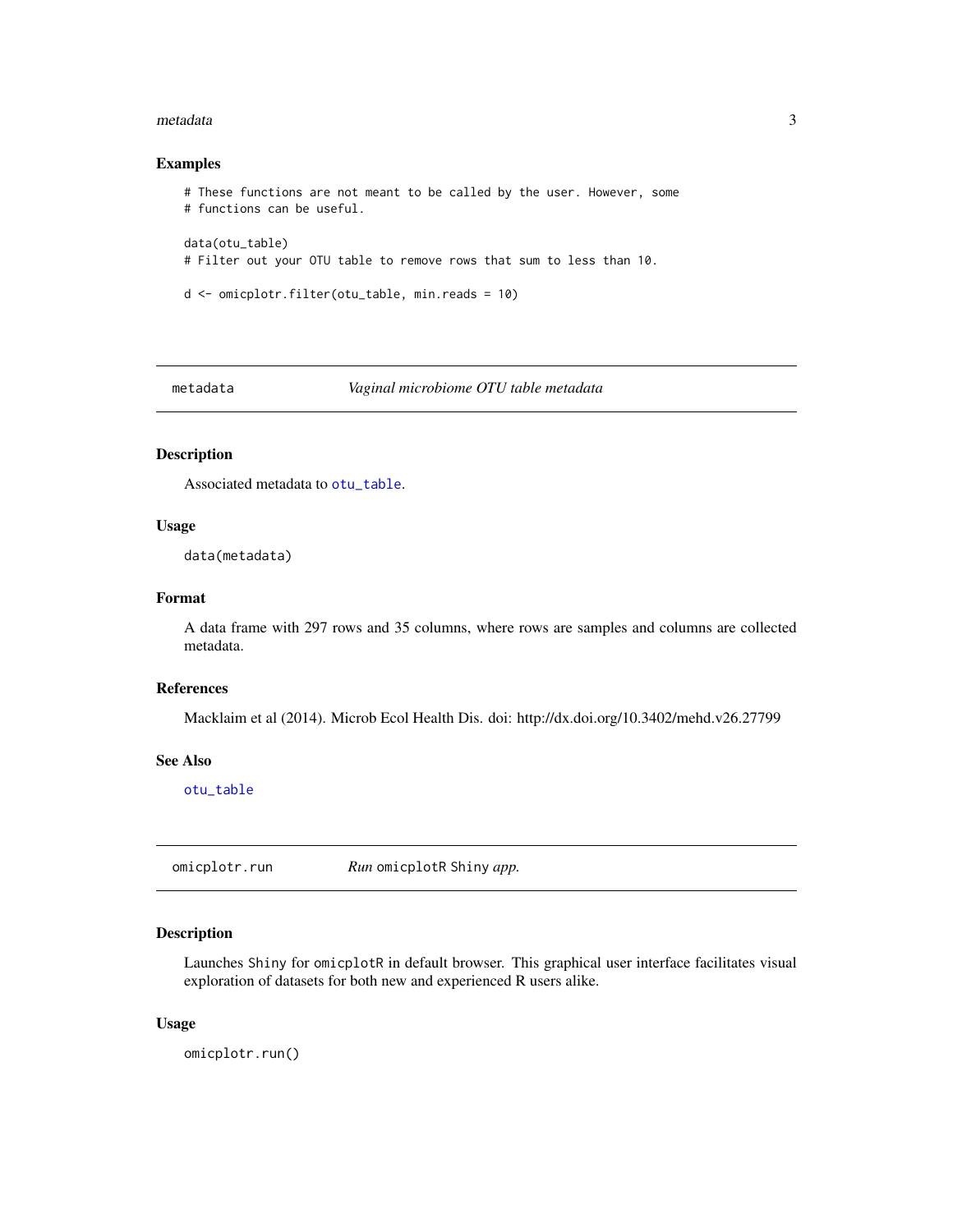### Examples

```
# These functions are not meant to be called by the user. However, some
# functions can be useful.

data(otu_table)
# Filter out your OTU table to remove rows that sum to less than 10.

d <- omicplotr.filter(otu_table, min.reads = 10)
```

---

## metadata — *Vaginal microbiome OTU table metadata*

---

### Description

Associated metadata to `otu_table`.

### Usage

```
data(metadata)
```

### Format

A data frame with 297 rows and 35 columns, where rows are samples and columns are collected metadata.

### References

Macklaim et al (2014). Microb Ecol Health Dis. doi: http://dx.doi.org/10.3402/mehd.v26.27799

### See Also

`otu_table`

---

## omicplotr.run — *Run* `omicplotR` `Shiny` *app.*

---

### Description

Launches `Shiny` for `omicplotR` in default browser. This graphical user interface facilitates visual exploration of datasets for both new and experienced R users alike.

### Usage

```
omicplotr.run()
```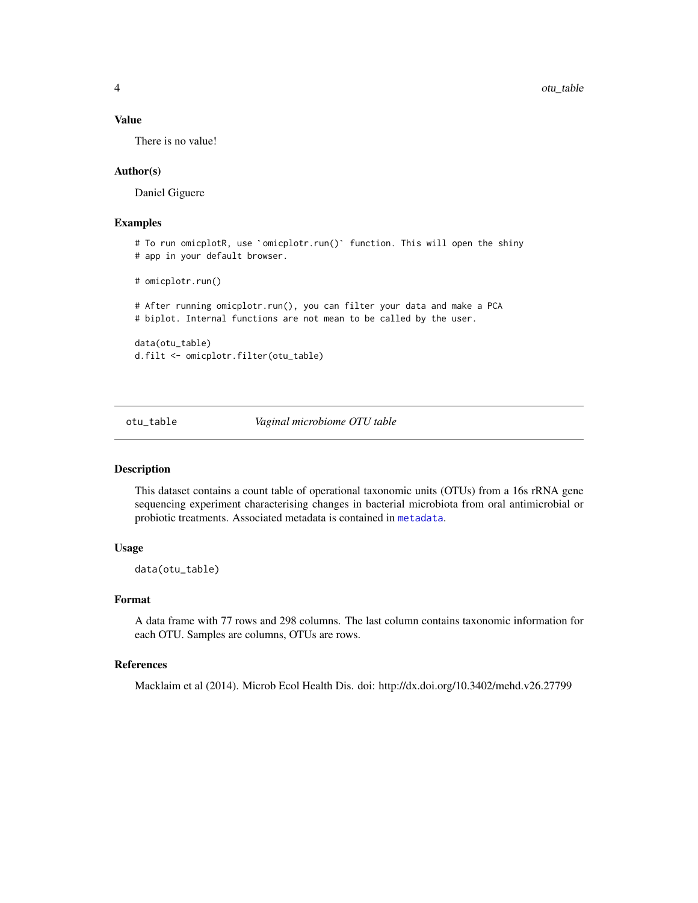## Value

There is no value!

## Author(s)

Daniel Giguere

## Examples

```
# To run omicplotR, use `omicplotr.run()` function. This will open the shiny
# app in your default browser.

# omicplotr.run()

# After running omicplotr.run(), you can filter your data and make a PCA
# biplot. Internal functions are not mean to be called by the user.

data(otu_table)
d.filt <- omicplotr.filter(otu_table)
```

---

# otu_table — *Vaginal microbiome OTU table*

## Description

This dataset contains a count table of operational taxonomic units (OTUs) from a 16s rRNA gene sequencing experiment characterising changes in bacterial microbiota from oral antimicrobial or probiotic treatments. Associated metadata is contained in `metadata`.

## Usage

```
data(otu_table)
```

## Format

A data frame with 77 rows and 298 columns. The last column contains taxonomic information for each OTU. Samples are columns, OTUs are rows.

## References

Macklaim et al (2014). Microb Ecol Health Dis. doi: http://dx.doi.org/10.3402/mehd.v26.27799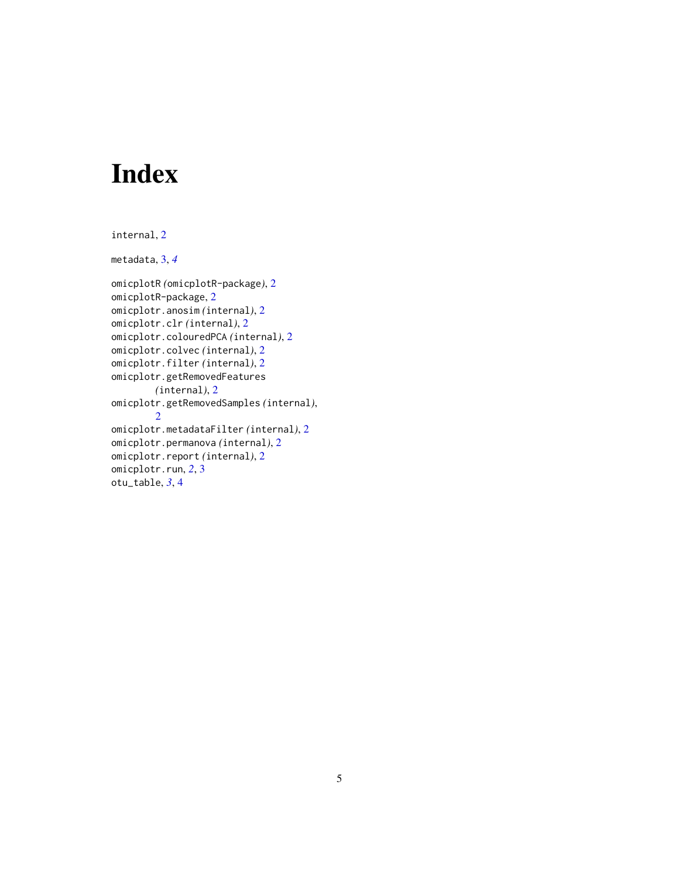# Index

internal, 2

metadata, 3, *4*

omicplotR (omicplotR-package), 2
omicplotR-package, 2
omicplotr.anosim (internal), 2
omicplotr.clr (internal), 2
omicplotr.colouredPCA (internal), 2
omicplotr.colvec (internal), 2
omicplotr.filter (internal), 2
omicplotr.getRemovedFeatures (internal), 2
omicplotr.getRemovedSamples (internal), 2
omicplotr.metadataFilter (internal), 2
omicplotr.permanova (internal), 2
omicplotr.report (internal), 2
omicplotr.run, *2*, 3
otu_table, *3*, 4